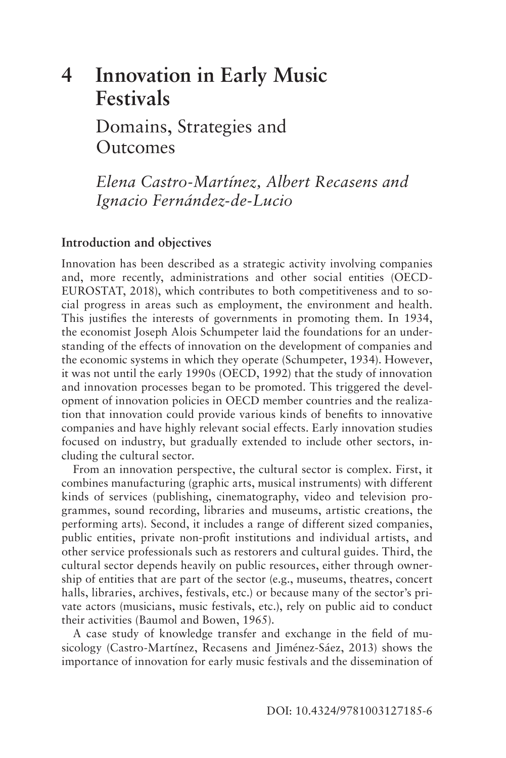# 4 Innovation in Early Music Festivals

## Domains, Strategies and Outcomes

*Elena Castro-Martínez, Albert Recasens and Ignacio Fernández-de-Lucio*

### Introduction and objectives

Innovation has been described as a strategic activity involving companies and, more recently, administrations and other social entities (OECD-EUROSTAT, 2018), which contributes to both competitiveness and to social progress in areas such as employment, the environment and health. This justifies the interests of governments in promoting them. In 1934, the economist Joseph Alois Schumpeter laid the foundations for an understanding of the effects of innovation on the development of companies and the economic systems in which they operate (Schumpeter, 1934). However, it was not until the early 1990s (OECD, 1992) that the study of innovation and innovation processes began to be promoted. This triggered the development of innovation policies in OECD member countries and the realization that innovation could provide various kinds of benefits to innovative companies and have highly relevant social effects. Early innovation studies focused on industry, but gradually extended to include other sectors, including the cultural sector.

From an innovation perspective, the cultural sector is complex. First, it combines manufacturing (graphic arts, musical instruments) with different kinds of services (publishing, cinematography, video and television programmes, sound recording, libraries and museums, artistic creations, the performing arts). Second, it includes a range of different sized companies, public entities, private non-profit institutions and individual artists, and other service professionals such as restorers and cultural guides. Third, the cultural sector depends heavily on public resources, either through ownership of entities that are part of the sector (e.g., museums, theatres, concert halls, libraries, archives, festivals, etc.) or because many of the sector's private actors (musicians, music festivals, etc.), rely on public aid to conduct their activities (Baumol and Bowen, 1965).

A case study of knowledge transfer and exchange in the field of musicology (Castro-Martínez, Recasens and Jiménez-Sáez, 2013) shows the importance of innovation for early music festivals and the dissemination of

DOI: 10.4324/9781003127185-6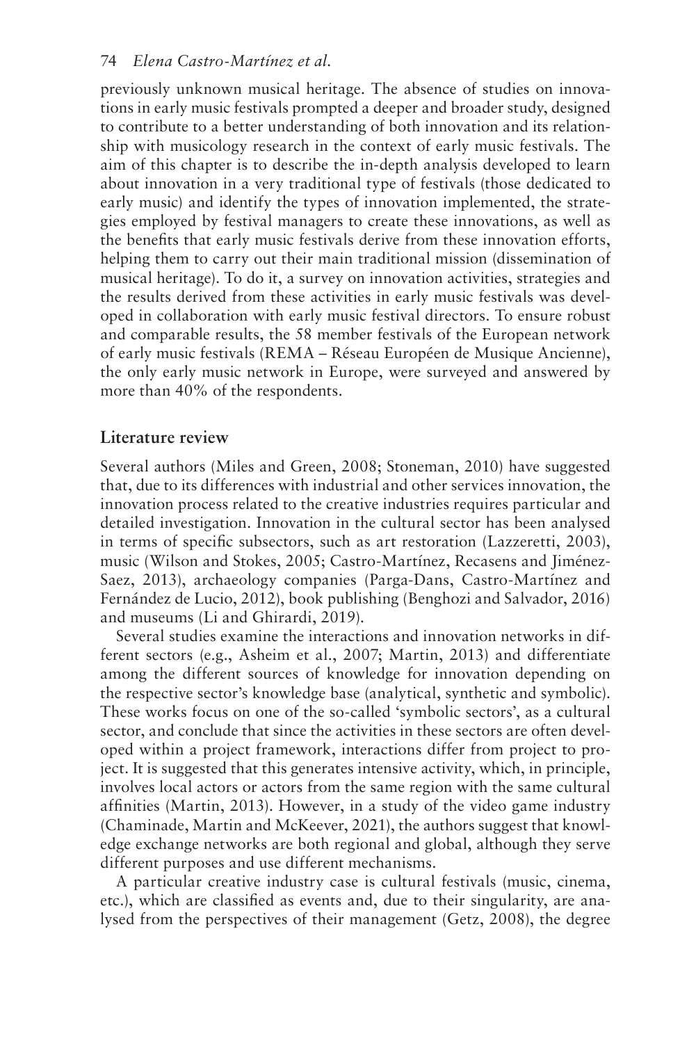previously unknown musical heritage. The absence of studies on innovations in early music festivals prompted a deeper and broader study, designed to contribute to a better understanding of both innovation and its relationship with musicology research in the context of early music festivals. The aim of this chapter is to describe the in-depth analysis developed to learn about innovation in a very traditional type of festivals (those dedicated to early music) and identify the types of innovation implemented, the strategies employed by festival managers to create these innovations, as well as the benefits that early music festivals derive from these innovation efforts, helping them to carry out their main traditional mission (dissemination of musical heritage). To do it, a survey on innovation activities, strategies and the results derived from these activities in early music festivals was developed in collaboration with early music festival directors. To ensure robust and comparable results, the 58 member festivals of the European network of early music festivals (REMA – Réseau Européen de Musique Ancienne), the only early music network in Europe, were surveyed and answered by more than 40% of the respondents.

## Literature review

Several authors (Miles and Green, 2008; Stoneman, 2010) have suggested that, due to its differences with industrial and other services innovation, the innovation process related to the creative industries requires particular and detailed investigation. Innovation in the cultural sector has been analysed in terms of specific subsectors, such as art restoration (Lazzeretti, 2003), music (Wilson and Stokes, 2005; Castro-Martínez, Recasens and Jiménez-Saez, 2013), archaeology companies (Parga-Dans, Castro-Martínez and Fernández de Lucio, 2012), book publishing (Benghozi and Salvador, 2016) and museums (Li and Ghirardi, 2019).

Several studies examine the interactions and innovation networks in different sectors (e.g., Asheim et al., 2007; Martin, 2013) and differentiate among the different sources of knowledge for innovation depending on the respective sector's knowledge base (analytical, synthetic and symbolic). These works focus on one of the so-called 'symbolic sectors', as a cultural sector, and conclude that since the activities in these sectors are often developed within a project framework, interactions differ from project to project. It is suggested that this generates intensive activity, which, in principle, involves local actors or actors from the same region with the same cultural affinities (Martin, 2013). However, in a study of the video game industry (Chaminade, Martin and McKeever, 2021), the authors suggest that knowledge exchange networks are both regional and global, although they serve different purposes and use different mechanisms.

A particular creative industry case is cultural festivals (music, cinema, etc.), which are classified as events and, due to their singularity, are analysed from the perspectives of their management (Getz, 2008), the degree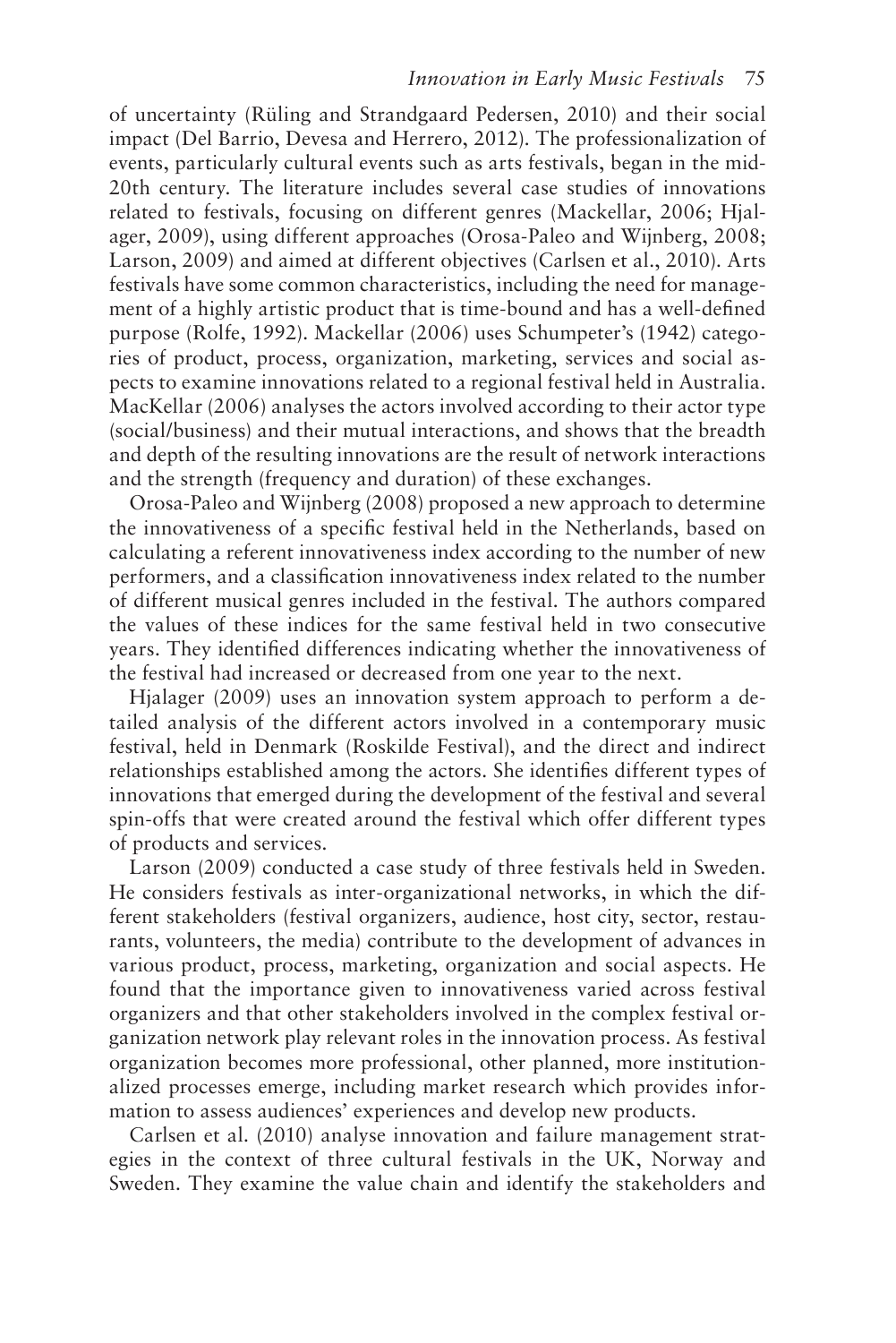of uncertainty (Rüling and Strandgaard Pedersen, 2010) and their social impact (Del Barrio, Devesa and Herrero, 2012). The professionalization of events, particularly cultural events such as arts festivals, began in the mid-20th century. The literature includes several case studies of innovations related to festivals, focusing on different genres (Mackellar, 2006; Hjalager, 2009), using different approaches (Orosa-Paleo and Wijnberg, 2008; Larson, 2009) and aimed at different objectives (Carlsen et al., 2010). Arts festivals have some common characteristics, including the need for management of a highly artistic product that is time-bound and has a well-defined purpose (Rolfe, 1992). Mackellar (2006) uses Schumpeter's (1942) categories of product, process, organization, marketing, services and social aspects to examine innovations related to a regional festival held in Australia. MacKellar (2006) analyses the actors involved according to their actor type (social/business) and their mutual interactions, and shows that the breadth and depth of the resulting innovations are the result of network interactions and the strength (frequency and duration) of these exchanges.

Orosa-Paleo and Wijnberg (2008) proposed a new approach to determine the innovativeness of a specific festival held in the Netherlands, based on calculating a referent innovativeness index according to the number of new performers, and a classification innovativeness index related to the number of different musical genres included in the festival. The authors compared the values of these indices for the same festival held in two consecutive years. They identified differences indicating whether the innovativeness of the festival had increased or decreased from one year to the next.

Hjalager (2009) uses an innovation system approach to perform a detailed analysis of the different actors involved in a contemporary music festival, held in Denmark (Roskilde Festival), and the direct and indirect relationships established among the actors. She identifies different types of innovations that emerged during the development of the festival and several spin-offs that were created around the festival which offer different types of products and services.

Larson (2009) conducted a case study of three festivals held in Sweden. He considers festivals as inter-organizational networks, in which the different stakeholders (festival organizers, audience, host city, sector, restaurants, volunteers, the media) contribute to the development of advances in various product, process, marketing, organization and social aspects. He found that the importance given to innovativeness varied across festival organizers and that other stakeholders involved in the complex festival organization network play relevant roles in the innovation process. As festival organization becomes more professional, other planned, more institutionalized processes emerge, including market research which provides information to assess audiences' experiences and develop new products.

Carlsen et al. (2010) analyse innovation and failure management strategies in the context of three cultural festivals in the UK, Norway and Sweden. They examine the value chain and identify the stakeholders and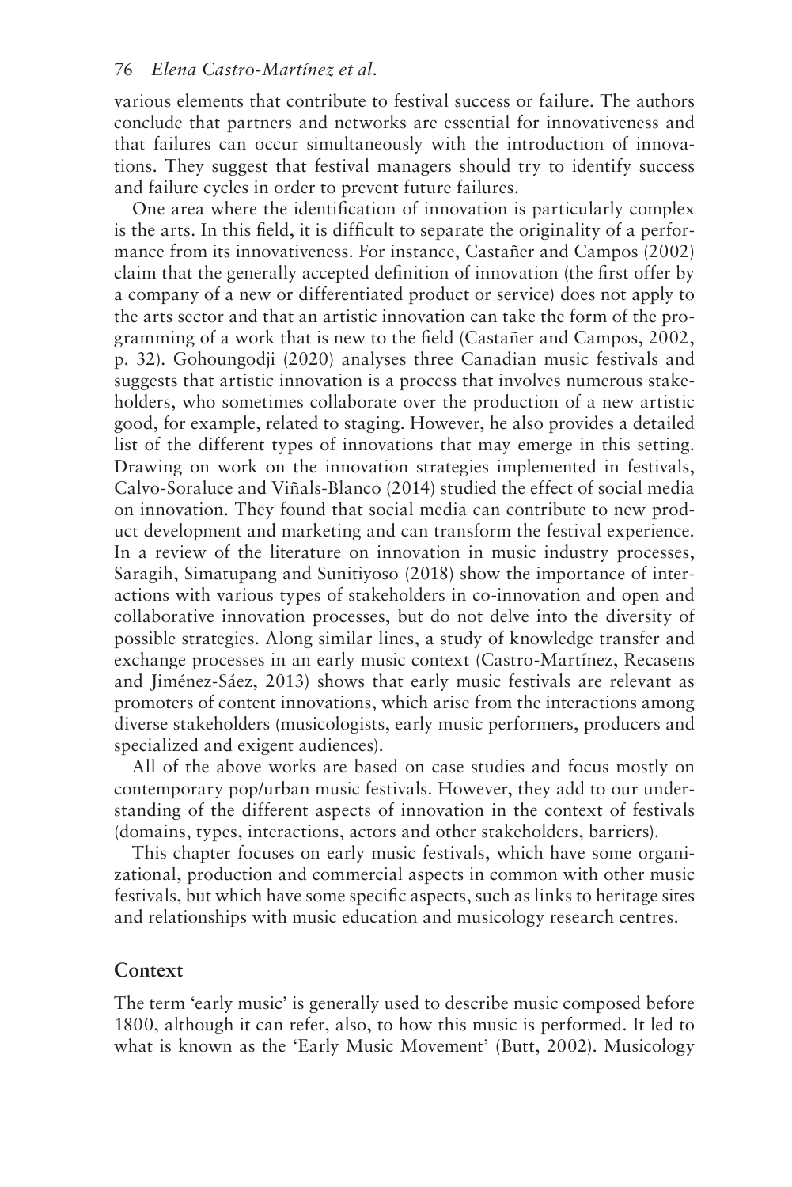various elements that contribute to festival success or failure. The authors conclude that partners and networks are essential for innovativeness and that failures can occur simultaneously with the introduction of innovations. They suggest that festival managers should try to identify success and failure cycles in order to prevent future failures.

One area where the identification of innovation is particularly complex is the arts. In this field, it is difficult to separate the originality of a performance from its innovativeness. For instance, Castañer and Campos (2002) claim that the generally accepted definition of innovation (the first offer by a company of a new or differentiated product or service) does not apply to the arts sector and that an artistic innovation can take the form of the programming of a work that is new to the field (Castañer and Campos, 2002, p. 32). Gohoungodji (2020) analyses three Canadian music festivals and suggests that artistic innovation is a process that involves numerous stakeholders, who sometimes collaborate over the production of a new artistic good, for example, related to staging. However, he also provides a detailed list of the different types of innovations that may emerge in this setting. Drawing on work on the innovation strategies implemented in festivals, Calvo-Soraluce and Viñals-Blanco (2014) studied the effect of social media on innovation. They found that social media can contribute to new product development and marketing and can transform the festival experience. In a review of the literature on innovation in music industry processes, Saragih, Simatupang and Sunitiyoso (2018) show the importance of interactions with various types of stakeholders in co-innovation and open and collaborative innovation processes, but do not delve into the diversity of possible strategies. Along similar lines, a study of knowledge transfer and exchange processes in an early music context (Castro-Martínez, Recasens and Jiménez-Sáez, 2013) shows that early music festivals are relevant as promoters of content innovations, which arise from the interactions among diverse stakeholders (musicologists, early music performers, producers and specialized and exigent audiences).

All of the above works are based on case studies and focus mostly on contemporary pop/urban music festivals. However, they add to our understanding of the different aspects of innovation in the context of festivals (domains, types, interactions, actors and other stakeholders, barriers).

This chapter focuses on early music festivals, which have some organizational, production and commercial aspects in common with other music festivals, but which have some specific aspects, such as links to heritage sites and relationships with music education and musicology research centres.

## Context

The term 'early music' is generally used to describe music composed before 1800, although it can refer, also, to how this music is performed. It led to what is known as the 'Early Music Movement' (Butt, 2002). Musicology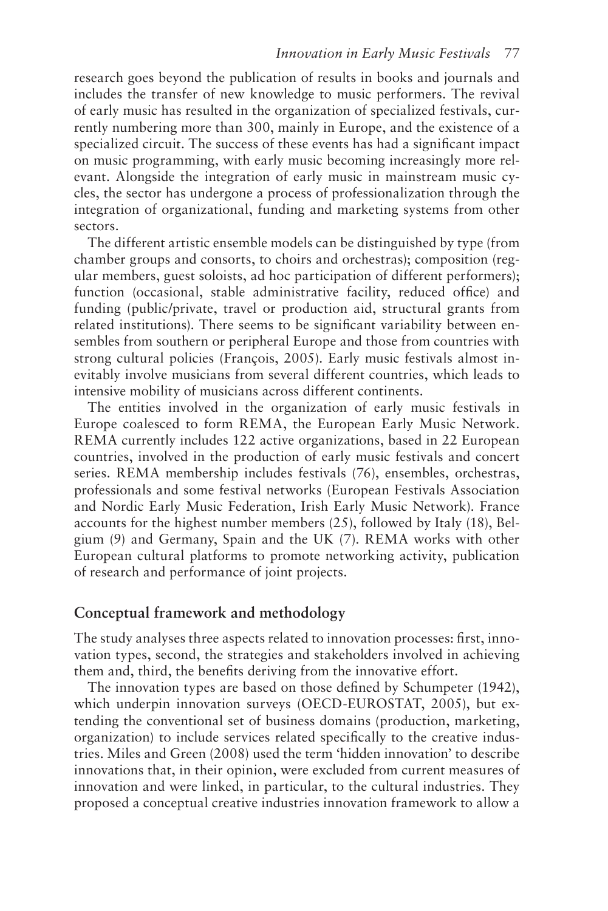research goes beyond the publication of results in books and journals and includes the transfer of new knowledge to music performers. The revival of early music has resulted in the organization of specialized festivals, currently numbering more than 300, mainly in Europe, and the existence of a specialized circuit. The success of these events has had a significant impact on music programming, with early music becoming increasingly more relevant. Alongside the integration of early music in mainstream music cycles, the sector has undergone a process of professionalization through the integration of organizational, funding and marketing systems from other sectors.

The different artistic ensemble models can be distinguished by type (from chamber groups and consorts, to choirs and orchestras); composition (regular members, guest soloists, ad hoc participation of different performers); function (occasional, stable administrative facility, reduced office) and funding (public/private, travel or production aid, structural grants from related institutions). There seems to be significant variability between ensembles from southern or peripheral Europe and those from countries with strong cultural policies (François, 2005). Early music festivals almost inevitably involve musicians from several different countries, which leads to intensive mobility of musicians across different continents.

The entities involved in the organization of early music festivals in Europe coalesced to form REMA, the European Early Music Network. REMA currently includes 122 active organizations, based in 22 European countries, involved in the production of early music festivals and concert series. REMA membership includes festivals (76), ensembles, orchestras, professionals and some festival networks (European Festivals Association and Nordic Early Music Federation, Irish Early Music Network). France accounts for the highest number members (25), followed by Italy (18), Belgium (9) and Germany, Spain and the UK (7). REMA works with other European cultural platforms to promote networking activity, publication of research and performance of joint projects.

## Conceptual framework and methodology

The study analyses three aspects related to innovation processes: first, innovation types, second, the strategies and stakeholders involved in achieving them and, third, the benefits deriving from the innovative effort.

The innovation types are based on those defined by Schumpeter (1942), which underpin innovation surveys (OECD-EUROSTAT, 2005), but extending the conventional set of business domains (production, marketing, organization) to include services related specifically to the creative industries. Miles and Green (2008) used the term 'hidden innovation' to describe innovations that, in their opinion, were excluded from current measures of innovation and were linked, in particular, to the cultural industries. They proposed a conceptual creative industries innovation framework to allow a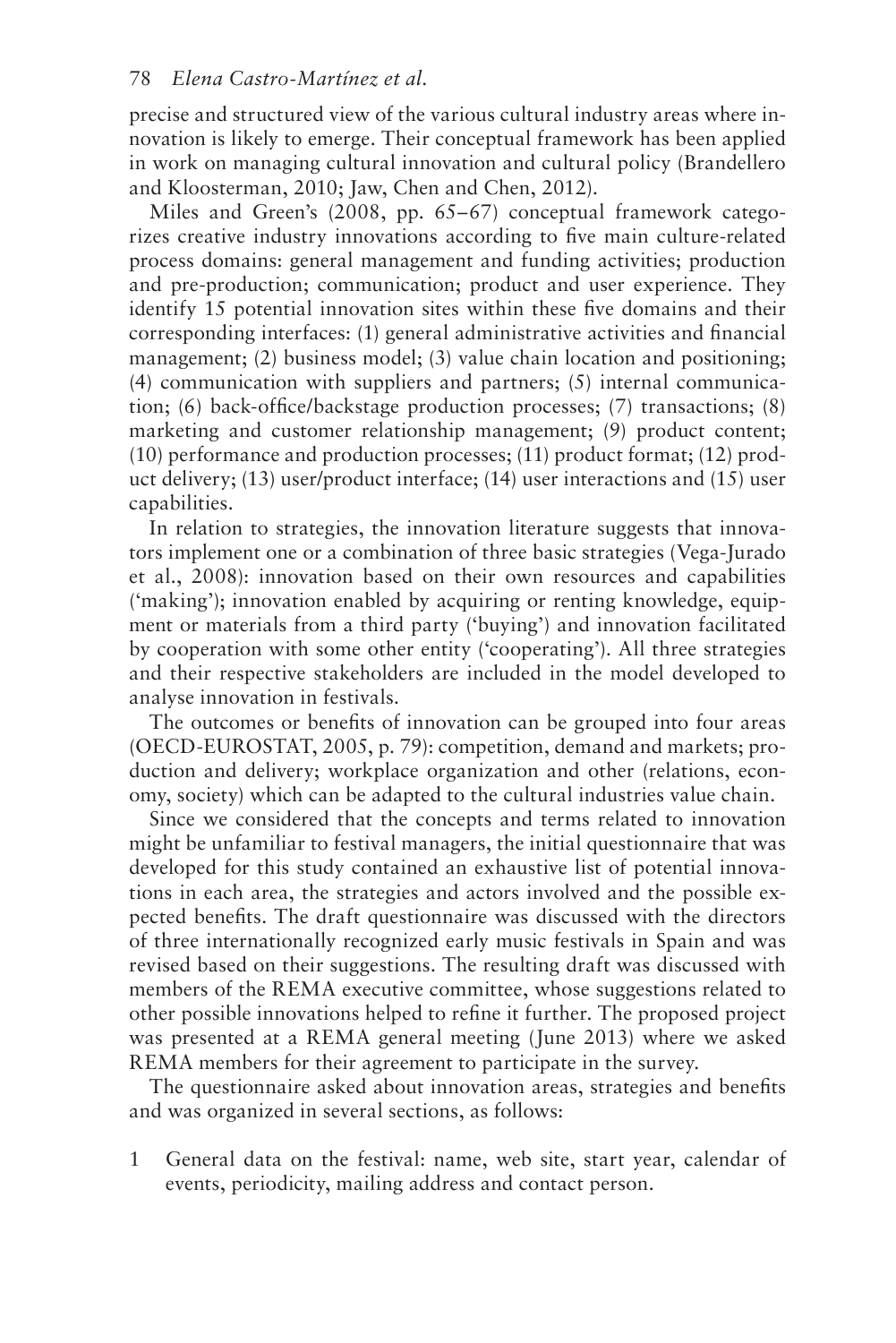precise and structured view of the various cultural industry areas where innovation is likely to emerge. Their conceptual framework has been applied in work on managing cultural innovation and cultural policy (Brandellero and Kloosterman, 2010; Jaw, Chen and Chen, 2012).

Miles and Green's (2008, pp. 65–67) conceptual framework categorizes creative industry innovations according to five main culture-related process domains: general management and funding activities; production and pre-production; communication; product and user experience. They identify 15 potential innovation sites within these five domains and their corresponding interfaces: (1) general administrative activities and financial management; (2) business model; (3) value chain location and positioning; (4) communication with suppliers and partners; (5) internal communication; (6) back-office/backstage production processes; (7) transactions; (8) marketing and customer relationship management; (9) product content; (10) performance and production processes; (11) product format; (12) product delivery; (13) user/product interface; (14) user interactions and (15) user capabilities.

In relation to strategies, the innovation literature suggests that innovators implement one or a combination of three basic strategies (Vega-Jurado et al., 2008): innovation based on their own resources and capabilities ('making'); innovation enabled by acquiring or renting knowledge, equipment or materials from a third party ('buying') and innovation facilitated by cooperation with some other entity ('cooperating'). All three strategies and their respective stakeholders are included in the model developed to analyse innovation in festivals.

The outcomes or benefits of innovation can be grouped into four areas (OECD-EUROSTAT, 2005, p. 79): competition, demand and markets; production and delivery; workplace organization and other (relations, economy, society) which can be adapted to the cultural industries value chain.

Since we considered that the concepts and terms related to innovation might be unfamiliar to festival managers, the initial questionnaire that was developed for this study contained an exhaustive list of potential innovations in each area, the strategies and actors involved and the possible expected benefits. The draft questionnaire was discussed with the directors of three internationally recognized early music festivals in Spain and was revised based on their suggestions. The resulting draft was discussed with members of the REMA executive committee, whose suggestions related to other possible innovations helped to refine it further. The proposed project was presented at a REMA general meeting (June 2013) where we asked REMA members for their agreement to participate in the survey.

The questionnaire asked about innovation areas, strategies and benefits and was organized in several sections, as follows:

1 General data on the festival: name, web site, start year, calendar of events, periodicity, mailing address and contact person.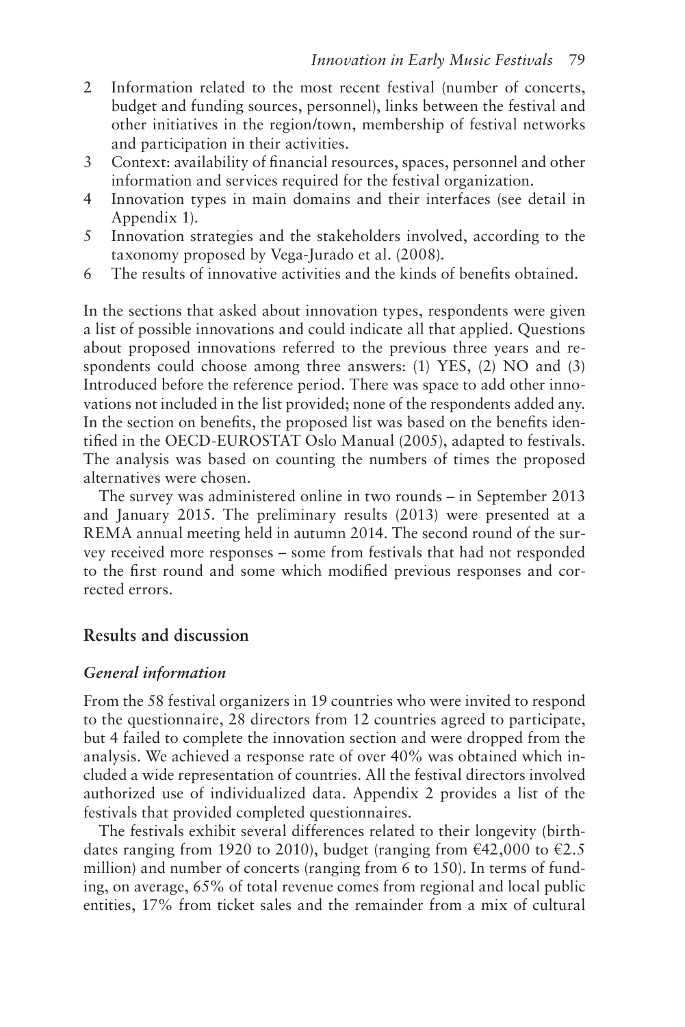2 Information related to the most recent festival (number of concerts, budget and funding sources, personnel), links between the festival and other initiatives in the region/town, membership of festival networks and participation in their activities.
3 Context: availability of financial resources, spaces, personnel and other information and services required for the festival organization.
4 Innovation types in main domains and their interfaces (see detail in Appendix 1).
5 Innovation strategies and the stakeholders involved, according to the taxonomy proposed by Vega-Jurado et al. (2008).
6 The results of innovative activities and the kinds of benefits obtained.

In the sections that asked about innovation types, respondents were given a list of possible innovations and could indicate all that applied. Questions about proposed innovations referred to the previous three years and respondents could choose among three answers: (1) YES, (2) NO and (3) Introduced before the reference period. There was space to add other innovations not included in the list provided; none of the respondents added any. In the section on benefits, the proposed list was based on the benefits identified in the OECD-EUROSTAT Oslo Manual (2005), adapted to festivals. The analysis was based on counting the numbers of times the proposed alternatives were chosen.

The survey was administered online in two rounds – in September 2013 and January 2015. The preliminary results (2013) were presented at a REMA annual meeting held in autumn 2014. The second round of the survey received more responses – some from festivals that had not responded to the first round and some which modified previous responses and corrected errors.

## Results and discussion

### *General information*

From the 58 festival organizers in 19 countries who were invited to respond to the questionnaire, 28 directors from 12 countries agreed to participate, but 4 failed to complete the innovation section and were dropped from the analysis. We achieved a response rate of over 40% was obtained which included a wide representation of countries. All the festival directors involved authorized use of individualized data. Appendix 2 provides a list of the festivals that provided completed questionnaires.

The festivals exhibit several differences related to their longevity (birthdates ranging from 1920 to 2010), budget (ranging from €42,000 to €2.5 million) and number of concerts (ranging from 6 to 150). In terms of funding, on average, 65% of total revenue comes from regional and local public entities, 17% from ticket sales and the remainder from a mix of cultural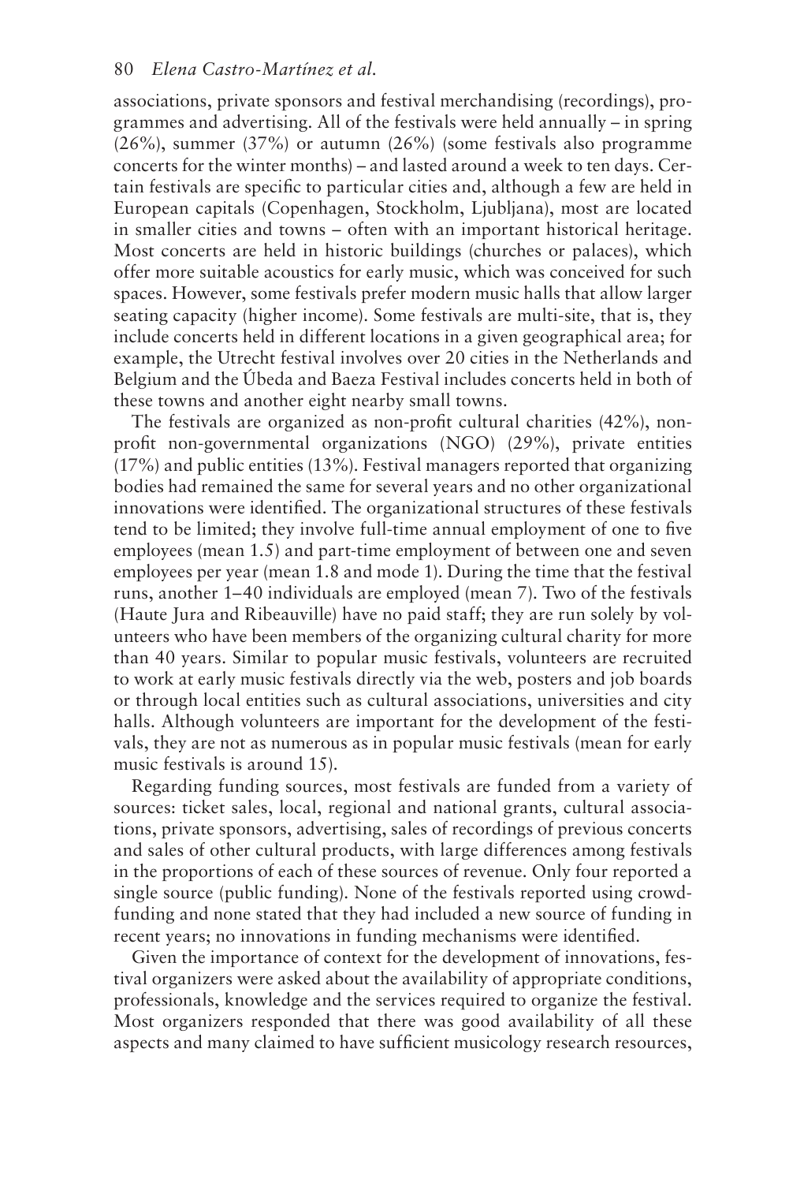associations, private sponsors and festival merchandising (recordings), programmes and advertising. All of the festivals were held annually – in spring (26%), summer (37%) or autumn (26%) (some festivals also programme concerts for the winter months) – and lasted around a week to ten days. Certain festivals are specific to particular cities and, although a few are held in European capitals (Copenhagen, Stockholm, Ljubljana), most are located in smaller cities and towns – often with an important historical heritage. Most concerts are held in historic buildings (churches or palaces), which offer more suitable acoustics for early music, which was conceived for such spaces. However, some festivals prefer modern music halls that allow larger seating capacity (higher income). Some festivals are multi-site, that is, they include concerts held in different locations in a given geographical area; for example, the Utrecht festival involves over 20 cities in the Netherlands and Belgium and the Úbeda and Baeza Festival includes concerts held in both of these towns and another eight nearby small towns.

The festivals are organized as non-profit cultural charities (42%), non-profit non-governmental organizations (NGO) (29%), private entities (17%) and public entities (13%). Festival managers reported that organizing bodies had remained the same for several years and no other organizational innovations were identified. The organizational structures of these festivals tend to be limited; they involve full-time annual employment of one to five employees (mean 1.5) and part-time employment of between one and seven employees per year (mean 1.8 and mode 1). During the time that the festival runs, another 1–40 individuals are employed (mean 7). Two of the festivals (Haute Jura and Ribeauville) have no paid staff; they are run solely by volunteers who have been members of the organizing cultural charity for more than 40 years. Similar to popular music festivals, volunteers are recruited to work at early music festivals directly via the web, posters and job boards or through local entities such as cultural associations, universities and city halls. Although volunteers are important for the development of the festivals, they are not as numerous as in popular music festivals (mean for early music festivals is around 15).

Regarding funding sources, most festivals are funded from a variety of sources: ticket sales, local, regional and national grants, cultural associations, private sponsors, advertising, sales of recordings of previous concerts and sales of other cultural products, with large differences among festivals in the proportions of each of these sources of revenue. Only four reported a single source (public funding). None of the festivals reported using crowdfunding and none stated that they had included a new source of funding in recent years; no innovations in funding mechanisms were identified.

Given the importance of context for the development of innovations, festival organizers were asked about the availability of appropriate conditions, professionals, knowledge and the services required to organize the festival. Most organizers responded that there was good availability of all these aspects and many claimed to have sufficient musicology research resources,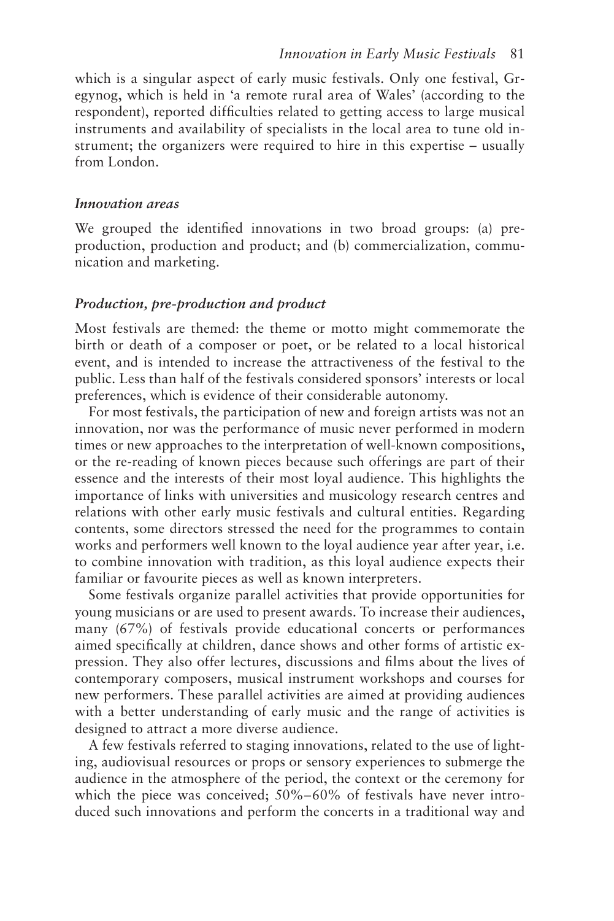which is a singular aspect of early music festivals. Only one festival, Gregynog, which is held in 'a remote rural area of Wales' (according to the respondent), reported difficulties related to getting access to large musical instruments and availability of specialists in the local area to tune old instrument; the organizers were required to hire in this expertise – usually from London.

### *Innovation areas*

We grouped the identified innovations in two broad groups: (a) pre-production, production and product; and (b) commercialization, communication and marketing.

### *Production, pre-production and product*

Most festivals are themed: the theme or motto might commemorate the birth or death of a composer or poet, or be related to a local historical event, and is intended to increase the attractiveness of the festival to the public. Less than half of the festivals considered sponsors' interests or local preferences, which is evidence of their considerable autonomy.

For most festivals, the participation of new and foreign artists was not an innovation, nor was the performance of music never performed in modern times or new approaches to the interpretation of well-known compositions, or the re-reading of known pieces because such offerings are part of their essence and the interests of their most loyal audience. This highlights the importance of links with universities and musicology research centres and relations with other early music festivals and cultural entities. Regarding contents, some directors stressed the need for the programmes to contain works and performers well known to the loyal audience year after year, i.e. to combine innovation with tradition, as this loyal audience expects their familiar or favourite pieces as well as known interpreters.

Some festivals organize parallel activities that provide opportunities for young musicians or are used to present awards. To increase their audiences, many (67%) of festivals provide educational concerts or performances aimed specifically at children, dance shows and other forms of artistic expression. They also offer lectures, discussions and films about the lives of contemporary composers, musical instrument workshops and courses for new performers. These parallel activities are aimed at providing audiences with a better understanding of early music and the range of activities is designed to attract a more diverse audience.

A few festivals referred to staging innovations, related to the use of lighting, audiovisual resources or props or sensory experiences to submerge the audience in the atmosphere of the period, the context or the ceremony for which the piece was conceived; 50%–60% of festivals have never introduced such innovations and perform the concerts in a traditional way and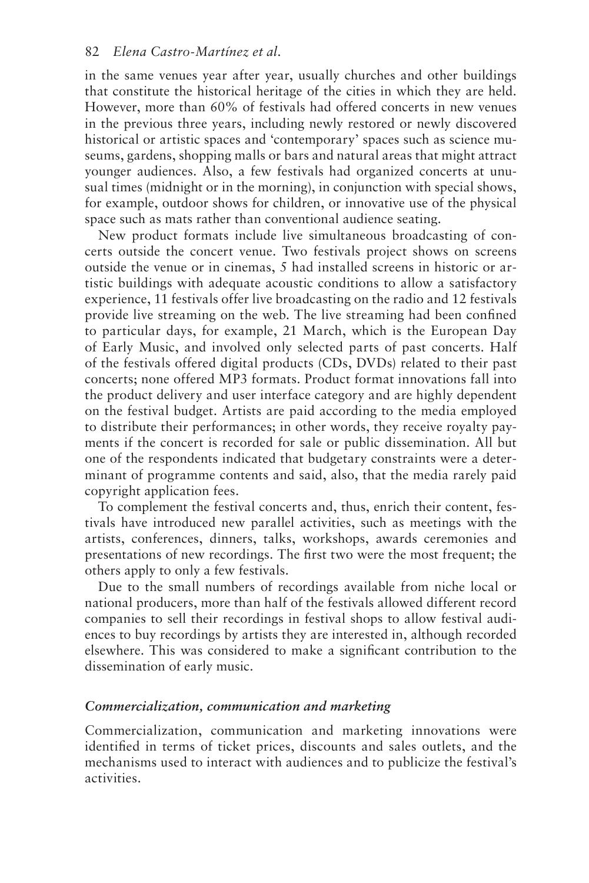in the same venues year after year, usually churches and other buildings that constitute the historical heritage of the cities in which they are held. However, more than 60% of festivals had offered concerts in new venues in the previous three years, including newly restored or newly discovered historical or artistic spaces and 'contemporary' spaces such as science museums, gardens, shopping malls or bars and natural areas that might attract younger audiences. Also, a few festivals had organized concerts at unusual times (midnight or in the morning), in conjunction with special shows, for example, outdoor shows for children, or innovative use of the physical space such as mats rather than conventional audience seating.

New product formats include live simultaneous broadcasting of concerts outside the concert venue. Two festivals project shows on screens outside the venue or in cinemas, 5 had installed screens in historic or artistic buildings with adequate acoustic conditions to allow a satisfactory experience, 11 festivals offer live broadcasting on the radio and 12 festivals provide live streaming on the web. The live streaming had been confined to particular days, for example, 21 March, which is the European Day of Early Music, and involved only selected parts of past concerts. Half of the festivals offered digital products (CDs, DVDs) related to their past concerts; none offered MP3 formats. Product format innovations fall into the product delivery and user interface category and are highly dependent on the festival budget. Artists are paid according to the media employed to distribute their performances; in other words, they receive royalty payments if the concert is recorded for sale or public dissemination. All but one of the respondents indicated that budgetary constraints were a determinant of programme contents and said, also, that the media rarely paid copyright application fees.

To complement the festival concerts and, thus, enrich their content, festivals have introduced new parallel activities, such as meetings with the artists, conferences, dinners, talks, workshops, awards ceremonies and presentations of new recordings. The first two were the most frequent; the others apply to only a few festivals.

Due to the small numbers of recordings available from niche local or national producers, more than half of the festivals allowed different record companies to sell their recordings in festival shops to allow festival audiences to buy recordings by artists they are interested in, although recorded elsewhere. This was considered to make a significant contribution to the dissemination of early music.

### *Commercialization, communication and marketing*

Commercialization, communication and marketing innovations were identified in terms of ticket prices, discounts and sales outlets, and the mechanisms used to interact with audiences and to publicize the festival's activities.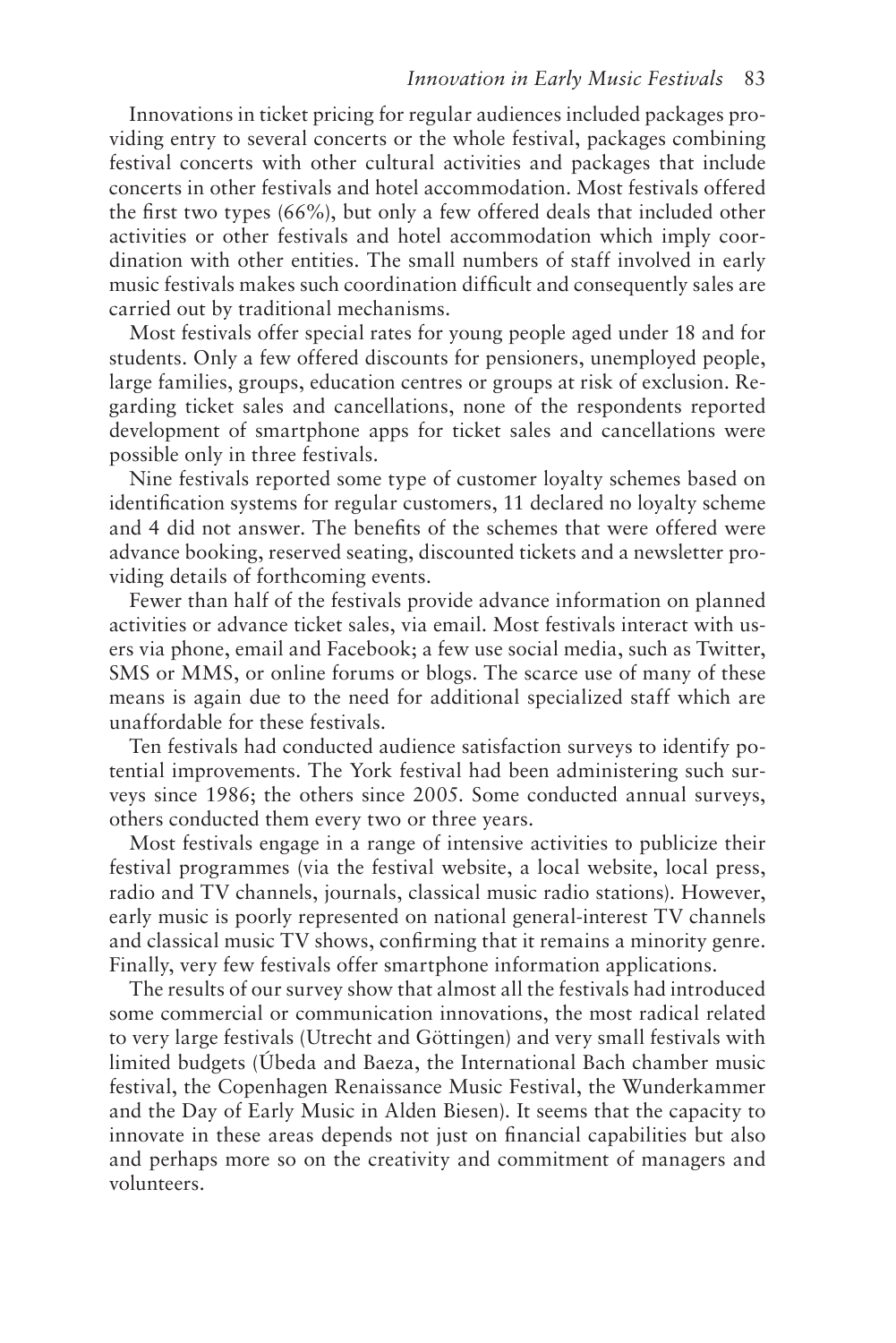Innovations in ticket pricing for regular audiences included packages providing entry to several concerts or the whole festival, packages combining festival concerts with other cultural activities and packages that include concerts in other festivals and hotel accommodation. Most festivals offered the first two types (66%), but only a few offered deals that included other activities or other festivals and hotel accommodation which imply coordination with other entities. The small numbers of staff involved in early music festivals makes such coordination difficult and consequently sales are carried out by traditional mechanisms.

Most festivals offer special rates for young people aged under 18 and for students. Only a few offered discounts for pensioners, unemployed people, large families, groups, education centres or groups at risk of exclusion. Regarding ticket sales and cancellations, none of the respondents reported development of smartphone apps for ticket sales and cancellations were possible only in three festivals.

Nine festivals reported some type of customer loyalty schemes based on identification systems for regular customers, 11 declared no loyalty scheme and 4 did not answer. The benefits of the schemes that were offered were advance booking, reserved seating, discounted tickets and a newsletter providing details of forthcoming events.

Fewer than half of the festivals provide advance information on planned activities or advance ticket sales, via email. Most festivals interact with users via phone, email and Facebook; a few use social media, such as Twitter, SMS or MMS, or online forums or blogs. The scarce use of many of these means is again due to the need for additional specialized staff which are unaffordable for these festivals.

Ten festivals had conducted audience satisfaction surveys to identify potential improvements. The York festival had been administering such surveys since 1986; the others since 2005. Some conducted annual surveys, others conducted them every two or three years.

Most festivals engage in a range of intensive activities to publicize their festival programmes (via the festival website, a local website, local press, radio and TV channels, journals, classical music radio stations). However, early music is poorly represented on national general-interest TV channels and classical music TV shows, confirming that it remains a minority genre. Finally, very few festivals offer smartphone information applications.

The results of our survey show that almost all the festivals had introduced some commercial or communication innovations, the most radical related to very large festivals (Utrecht and Göttingen) and very small festivals with limited budgets (Úbeda and Baeza, the International Bach chamber music festival, the Copenhagen Renaissance Music Festival, the Wunderkammer and the Day of Early Music in Alden Biesen). It seems that the capacity to innovate in these areas depends not just on financial capabilities but also and perhaps more so on the creativity and commitment of managers and volunteers.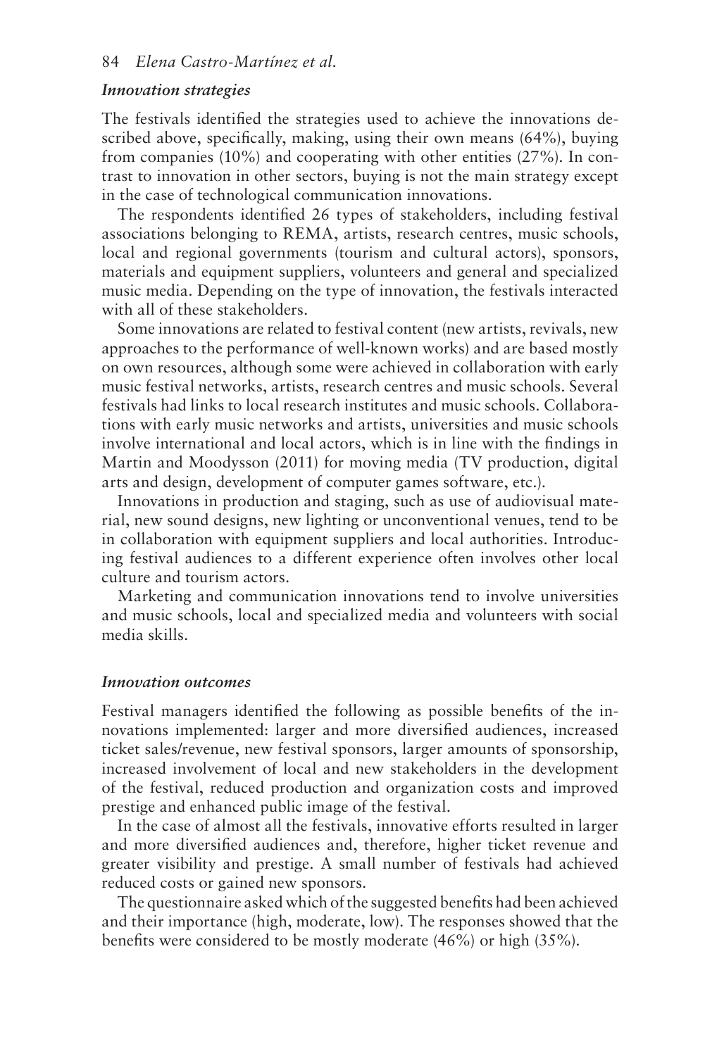### *Innovation strategies*

The festivals identified the strategies used to achieve the innovations described above, specifically, making, using their own means (64%), buying from companies (10%) and cooperating with other entities (27%). In contrast to innovation in other sectors, buying is not the main strategy except in the case of technological communication innovations.

The respondents identified 26 types of stakeholders, including festival associations belonging to REMA, artists, research centres, music schools, local and regional governments (tourism and cultural actors), sponsors, materials and equipment suppliers, volunteers and general and specialized music media. Depending on the type of innovation, the festivals interacted with all of these stakeholders.

Some innovations are related to festival content (new artists, revivals, new approaches to the performance of well-known works) and are based mostly on own resources, although some were achieved in collaboration with early music festival networks, artists, research centres and music schools. Several festivals had links to local research institutes and music schools. Collaborations with early music networks and artists, universities and music schools involve international and local actors, which is in line with the findings in Martin and Moodysson (2011) for moving media (TV production, digital arts and design, development of computer games software, etc.).

Innovations in production and staging, such as use of audiovisual material, new sound designs, new lighting or unconventional venues, tend to be in collaboration with equipment suppliers and local authorities. Introducing festival audiences to a different experience often involves other local culture and tourism actors.

Marketing and communication innovations tend to involve universities and music schools, local and specialized media and volunteers with social media skills.

### *Innovation outcomes*

Festival managers identified the following as possible benefits of the innovations implemented: larger and more diversified audiences, increased ticket sales/revenue, new festival sponsors, larger amounts of sponsorship, increased involvement of local and new stakeholders in the development of the festival, reduced production and organization costs and improved prestige and enhanced public image of the festival.

In the case of almost all the festivals, innovative efforts resulted in larger and more diversified audiences and, therefore, higher ticket revenue and greater visibility and prestige. A small number of festivals had achieved reduced costs or gained new sponsors.

The questionnaire asked which of the suggested benefits had been achieved and their importance (high, moderate, low). The responses showed that the benefits were considered to be mostly moderate (46%) or high (35%).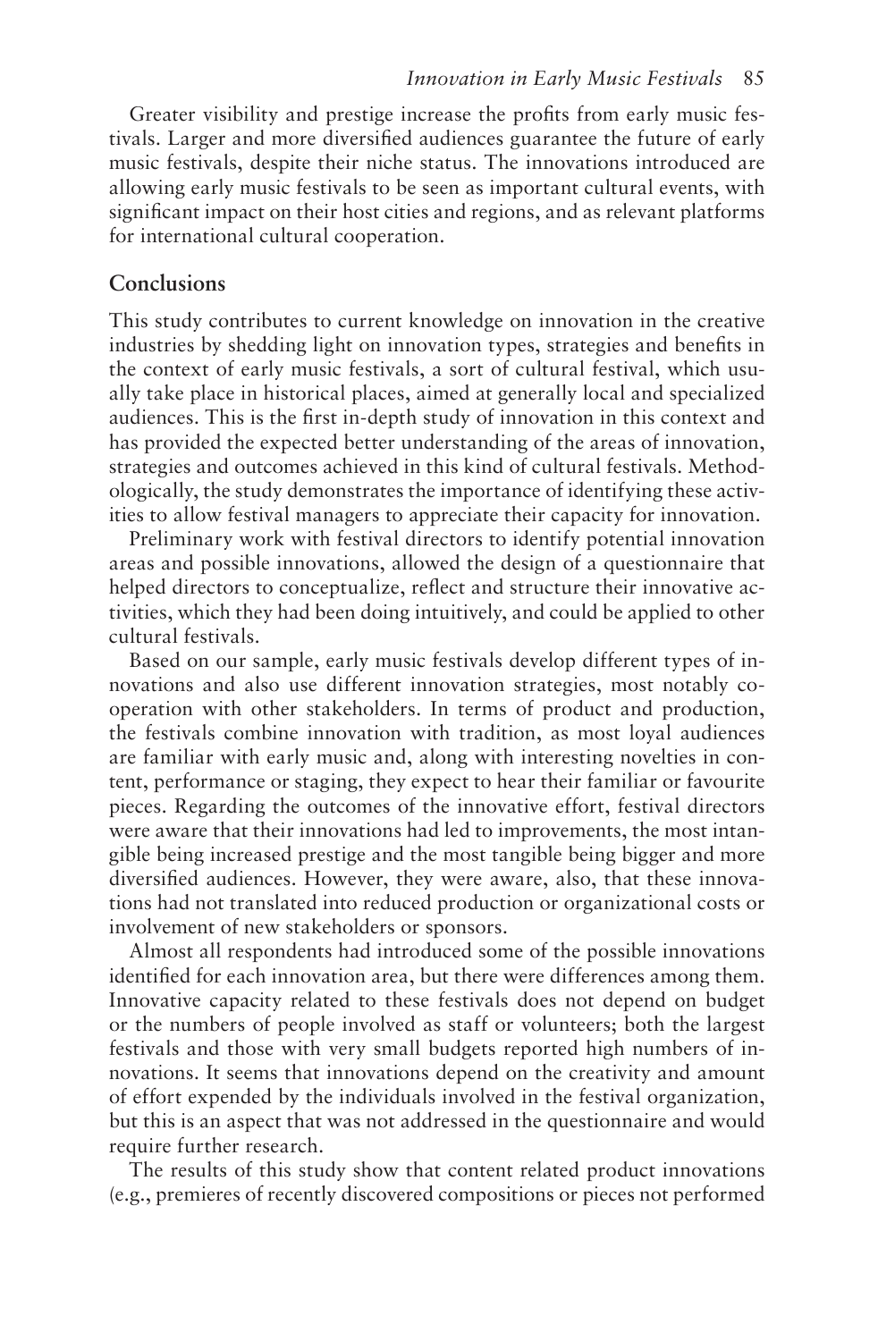Greater visibility and prestige increase the profits from early music festivals. Larger and more diversified audiences guarantee the future of early music festivals, despite their niche status. The innovations introduced are allowing early music festivals to be seen as important cultural events, with significant impact on their host cities and regions, and as relevant platforms for international cultural cooperation.

## Conclusions

This study contributes to current knowledge on innovation in the creative industries by shedding light on innovation types, strategies and benefits in the context of early music festivals, a sort of cultural festival, which usually take place in historical places, aimed at generally local and specialized audiences. This is the first in-depth study of innovation in this context and has provided the expected better understanding of the areas of innovation, strategies and outcomes achieved in this kind of cultural festivals. Methodologically, the study demonstrates the importance of identifying these activities to allow festival managers to appreciate their capacity for innovation.

Preliminary work with festival directors to identify potential innovation areas and possible innovations, allowed the design of a questionnaire that helped directors to conceptualize, reflect and structure their innovative activities, which they had been doing intuitively, and could be applied to other cultural festivals.

Based on our sample, early music festivals develop different types of innovations and also use different innovation strategies, most notably cooperation with other stakeholders. In terms of product and production, the festivals combine innovation with tradition, as most loyal audiences are familiar with early music and, along with interesting novelties in content, performance or staging, they expect to hear their familiar or favourite pieces. Regarding the outcomes of the innovative effort, festival directors were aware that their innovations had led to improvements, the most intangible being increased prestige and the most tangible being bigger and more diversified audiences. However, they were aware, also, that these innovations had not translated into reduced production or organizational costs or involvement of new stakeholders or sponsors.

Almost all respondents had introduced some of the possible innovations identified for each innovation area, but there were differences among them. Innovative capacity related to these festivals does not depend on budget or the numbers of people involved as staff or volunteers; both the largest festivals and those with very small budgets reported high numbers of innovations. It seems that innovations depend on the creativity and amount of effort expended by the individuals involved in the festival organization, but this is an aspect that was not addressed in the questionnaire and would require further research.

The results of this study show that content related product innovations (e.g., premieres of recently discovered compositions or pieces not performed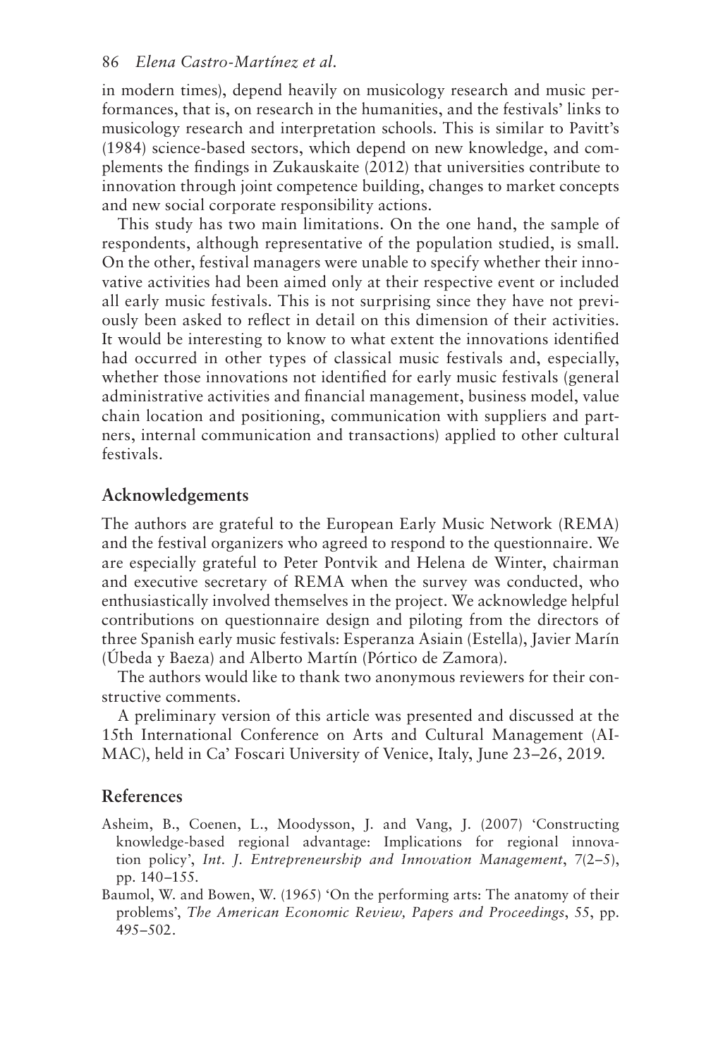in modern times), depend heavily on musicology research and music performances, that is, on research in the humanities, and the festivals' links to musicology research and interpretation schools. This is similar to Pavitt's (1984) science-based sectors, which depend on new knowledge, and complements the findings in Zukauskaite (2012) that universities contribute to innovation through joint competence building, changes to market concepts and new social corporate responsibility actions.

This study has two main limitations. On the one hand, the sample of respondents, although representative of the population studied, is small. On the other, festival managers were unable to specify whether their innovative activities had been aimed only at their respective event or included all early music festivals. This is not surprising since they have not previously been asked to reflect in detail on this dimension of their activities. It would be interesting to know to what extent the innovations identified had occurred in other types of classical music festivals and, especially, whether those innovations not identified for early music festivals (general administrative activities and financial management, business model, value chain location and positioning, communication with suppliers and partners, internal communication and transactions) applied to other cultural festivals.

## Acknowledgements

The authors are grateful to the European Early Music Network (REMA) and the festival organizers who agreed to respond to the questionnaire. We are especially grateful to Peter Pontvik and Helena de Winter, chairman and executive secretary of REMA when the survey was conducted, who enthusiastically involved themselves in the project. We acknowledge helpful contributions on questionnaire design and piloting from the directors of three Spanish early music festivals: Esperanza Asiain (Estella), Javier Marín (Úbeda y Baeza) and Alberto Martín (Pórtico de Zamora).

The authors would like to thank two anonymous reviewers for their constructive comments.

A preliminary version of this article was presented and discussed at the 15th International Conference on Arts and Cultural Management (AIMAC), held in Ca' Foscari University of Venice, Italy, June 23–26, 2019.

## References

Asheim, B., Coenen, L., Moodysson, J. and Vang, J. (2007) 'Constructing knowledge-based regional advantage: Implications for regional innovation policy', *Int. J. Entrepreneurship and Innovation Management*, 7(2–5), pp. 140–155.

Baumol, W. and Bowen, W. (1965) 'On the performing arts: The anatomy of their problems', *The American Economic Review, Papers and Proceedings*, 55, pp. 495–502.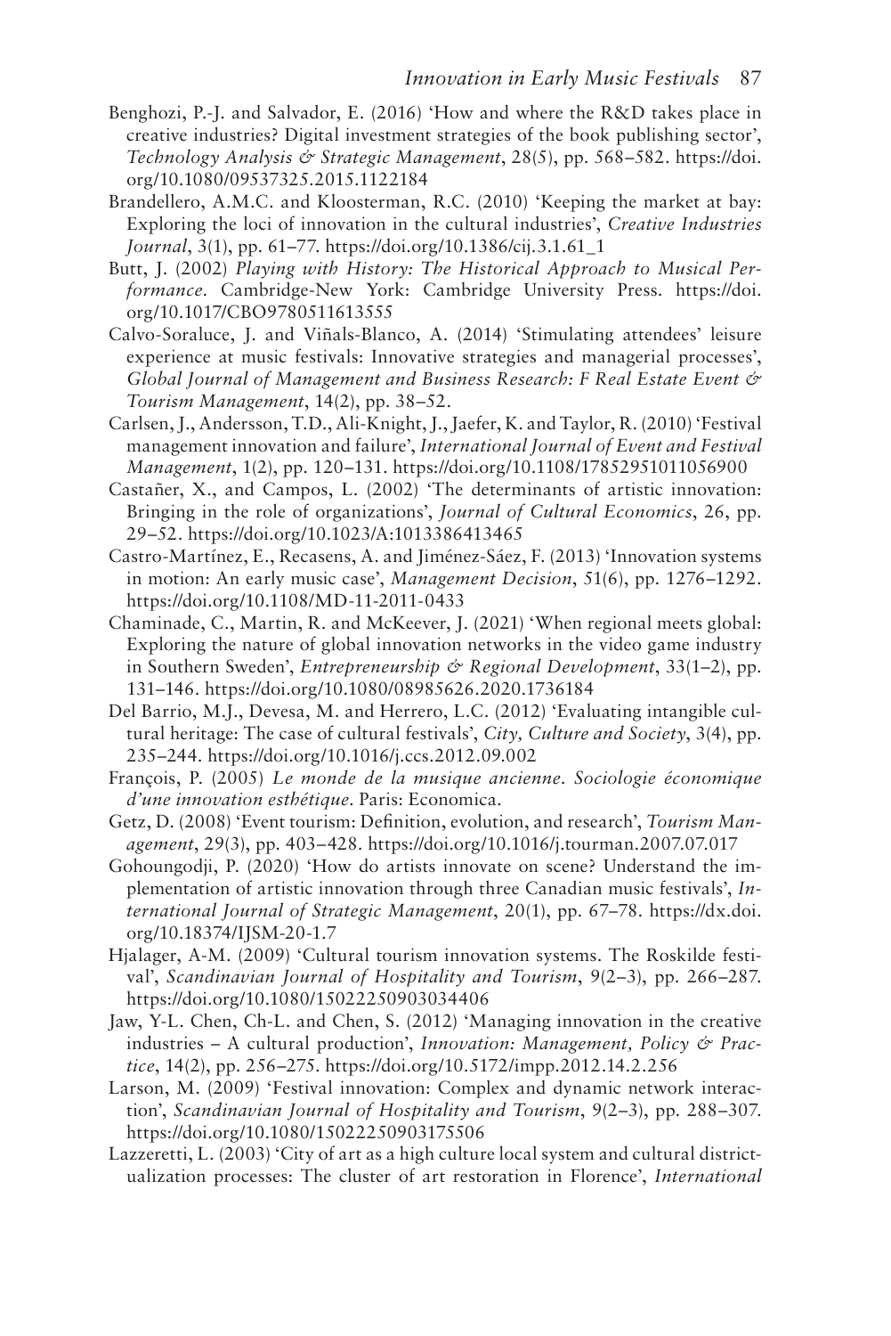Benghozi, P.-J. and Salvador, E. (2016) 'How and where the R&D takes place in creative industries? Digital investment strategies of the book publishing sector', *Technology Analysis & Strategic Management*, 28(5), pp. 568–582. https://doi.org/10.1080/09537325.2015.1122184

Brandellero, A.M.C. and Kloosterman, R.C. (2010) 'Keeping the market at bay: Exploring the loci of innovation in the cultural industries', *Creative Industries Journal*, 3(1), pp. 61–77. https://doi.org/10.1386/cij.3.1.61_1

Butt, J. (2002) *Playing with History: The Historical Approach to Musical Performance.* Cambridge-New York: Cambridge University Press. https://doi.org/10.1017/CBO9780511613555

Calvo-Soraluce, J. and Viñals-Blanco, A. (2014) 'Stimulating attendees' leisure experience at music festivals: Innovative strategies and managerial processes', *Global Journal of Management and Business Research: F Real Estate Event & Tourism Management*, 14(2), pp. 38–52.

Carlsen, J., Andersson, T.D., Ali-Knight, J., Jaefer, K. and Taylor, R. (2010) 'Festival management innovation and failure', *International Journal of Event and Festival Management*, 1(2), pp. 120–131. https://doi.org/10.1108/17852951011056900

Castañer, X., and Campos, L. (2002) 'The determinants of artistic innovation: Bringing in the role of organizations', *Journal of Cultural Economics*, 26, pp. 29–52. https://doi.org/10.1023/A:1013386413465

Castro-Martínez, E., Recasens, A. and Jiménez-Sáez, F. (2013) 'Innovation systems in motion: An early music case', *Management Decision*, 51(6), pp. 1276–1292. https://doi.org/10.1108/MD-11-2011-0433

Chaminade, C., Martin, R. and McKeever, J. (2021) 'When regional meets global: Exploring the nature of global innovation networks in the video game industry in Southern Sweden', *Entrepreneurship & Regional Development*, 33(1–2), pp. 131–146. https://doi.org/10.1080/08985626.2020.1736184

Del Barrio, M.J., Devesa, M. and Herrero, L.C. (2012) 'Evaluating intangible cultural heritage: The case of cultural festivals', *City, Culture and Society*, 3(4), pp. 235–244. https://doi.org/10.1016/j.ccs.2012.09.002

François, P. (2005) *Le monde de la musique ancienne. Sociologie économique d'une innovation esthétique*. Paris: Economica.

Getz, D. (2008) 'Event tourism: Definition, evolution, and research', *Tourism Management*, 29(3), pp. 403–428. https://doi.org/10.1016/j.tourman.2007.07.017

Gohoungodji, P. (2020) 'How do artists innovate on scene? Understand the implementation of artistic innovation through three Canadian music festivals', *International Journal of Strategic Management*, 20(1), pp. 67–78. https://dx.doi.org/10.18374/IJSM-20-1.7

Hjalager, A-M. (2009) 'Cultural tourism innovation systems. The Roskilde festival', *Scandinavian Journal of Hospitality and Tourism*, 9(2–3), pp. 266–287. https://doi.org/10.1080/15022250903034406

Jaw, Y-L. Chen, Ch-L. and Chen, S. (2012) 'Managing innovation in the creative industries – A cultural production', *Innovation: Management, Policy & Practice*, 14(2), pp. 256–275. https://doi.org/10.5172/impp.2012.14.2.256

Larson, M. (2009) 'Festival innovation: Complex and dynamic network interaction', *Scandinavian Journal of Hospitality and Tourism*, 9(2–3), pp. 288–307. https://doi.org/10.1080/15022250903175506

Lazzeretti, L. (2003) 'City of art as a high culture local system and cultural districtualization processes: The cluster of art restoration in Florence', *International*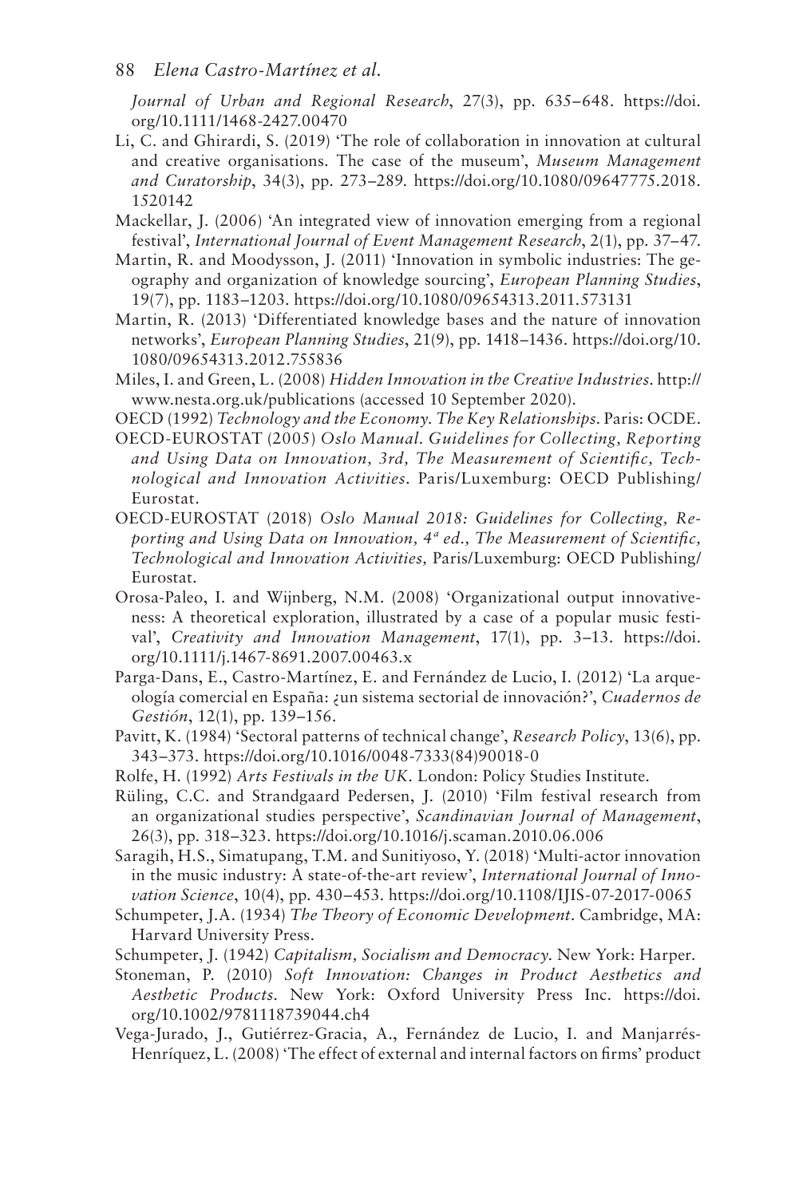*Journal of Urban and Regional Research*, 27(3), pp. 635–648. https://doi.org/10.1111/1468-2427.00470

Li, C. and Ghirardi, S. (2019) 'The role of collaboration in innovation at cultural and creative organisations. The case of the museum', *Museum Management and Curatorship*, 34(3), pp. 273–289. https://doi.org/10.1080/09647775.2018.1520142

Mackellar, J. (2006) 'An integrated view of innovation emerging from a regional festival', *International Journal of Event Management Research*, 2(1), pp. 37–47.

Martin, R. and Moodysson, J. (2011) 'Innovation in symbolic industries: The geography and organization of knowledge sourcing', *European Planning Studies*, 19(7), pp. 1183–1203. https://doi.org/10.1080/09654313.2011.573131

Martin, R. (2013) 'Differentiated knowledge bases and the nature of innovation networks', *European Planning Studies*, 21(9), pp. 1418–1436. https://doi.org/10.1080/09654313.2012.755836

Miles, I. and Green, L. (2008) *Hidden Innovation in the Creative Industries*. http://www.nesta.org.uk/publications (accessed 10 September 2020).

OECD (1992) *Technology and the Economy. The Key Relationships*. Paris: OCDE.

OECD-EUROSTAT (2005) *Oslo Manual. Guidelines for Collecting, Reporting and Using Data on Innovation, 3rd, The Measurement of Scientific, Technological and Innovation Activities*. Paris/Luxemburg: OECD Publishing/Eurostat.

OECD-EUROSTAT (2018) *Oslo Manual 2018: Guidelines for Collecting, Reporting and Using Data on Innovation, 4ª ed., The Measurement of Scientific, Technological and Innovation Activities,* Paris/Luxemburg: OECD Publishing/Eurostat.

Orosa-Paleo, I. and Wijnberg, N.M. (2008) 'Organizational output innovativeness: A theoretical exploration, illustrated by a case of a popular music festival', *Creativity and Innovation Management*, 17(1), pp. 3–13. https://doi.org/10.1111/j.1467-8691.2007.00463.x

Parga-Dans, E., Castro-Martínez, E. and Fernández de Lucio, I. (2012) 'La arqueología comercial en España: ¿un sistema sectorial de innovación?', *Cuadernos de Gestión*, 12(1), pp. 139–156.

Pavitt, K. (1984) 'Sectoral patterns of technical change', *Research Policy*, 13(6), pp. 343–373. https://doi.org/10.1016/0048-7333(84)90018-0

Rolfe, H. (1992) *Arts Festivals in the UK*. London: Policy Studies Institute.

Rüling, C.C. and Strandgaard Pedersen, J. (2010) 'Film festival research from an organizational studies perspective', *Scandinavian Journal of Management*, 26(3), pp. 318–323. https://doi.org/10.1016/j.scaman.2010.06.006

Saragih, H.S., Simatupang, T.M. and Sunitiyoso, Y. (2018) 'Multi-actor innovation in the music industry: A state-of-the-art review', *International Journal of Innovation Science*, 10(4), pp. 430–453. https://doi.org/10.1108/IJIS-07-2017-0065

Schumpeter, J.A. (1934) *The Theory of Economic Development*. Cambridge, MA: Harvard University Press.

Schumpeter, J. (1942) *Capitalism, Socialism and Democracy*. New York: Harper.

Stoneman, P. (2010) *Soft Innovation: Changes in Product Aesthetics and Aesthetic Products*. New York: Oxford University Press Inc. https://doi.org/10.1002/9781118739044.ch4

Vega-Jurado, J., Gutiérrez-Gracia, A., Fernández de Lucio, I. and Manjarrés-Henríquez, L. (2008) 'The effect of external and internal factors on firms' product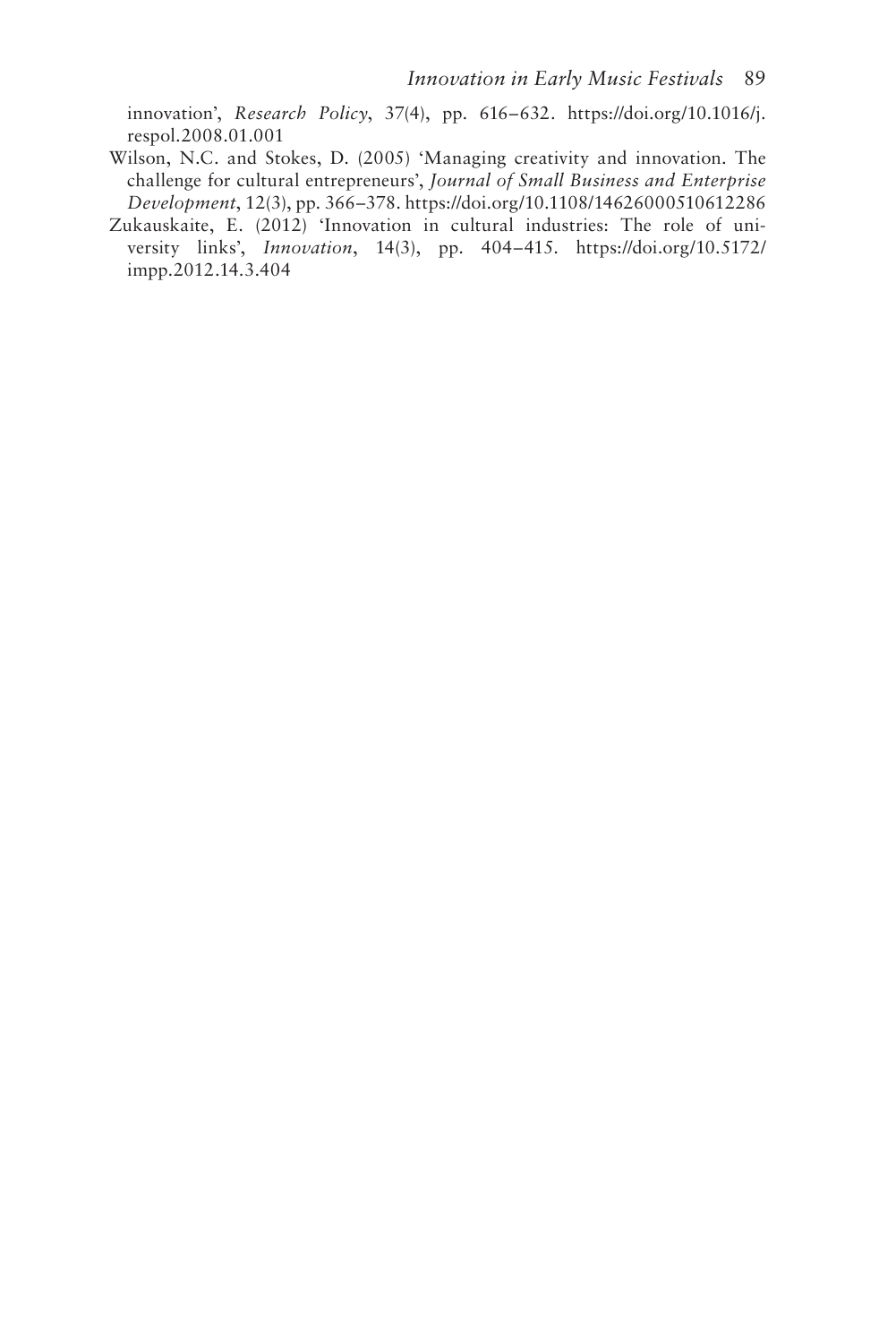innovation', *Research Policy*, 37(4), pp. 616–632. https://doi.org/10.1016/j.respol.2008.01.001

Wilson, N.C. and Stokes, D. (2005) 'Managing creativity and innovation. The challenge for cultural entrepreneurs', *Journal of Small Business and Enterprise Development*, 12(3), pp. 366–378. https://doi.org/10.1108/14626000510612286

Zukauskaite, E. (2012) 'Innovation in cultural industries: The role of university links', *Innovation*, 14(3), pp. 404–415. https://doi.org/10.5172/impp.2012.14.3.404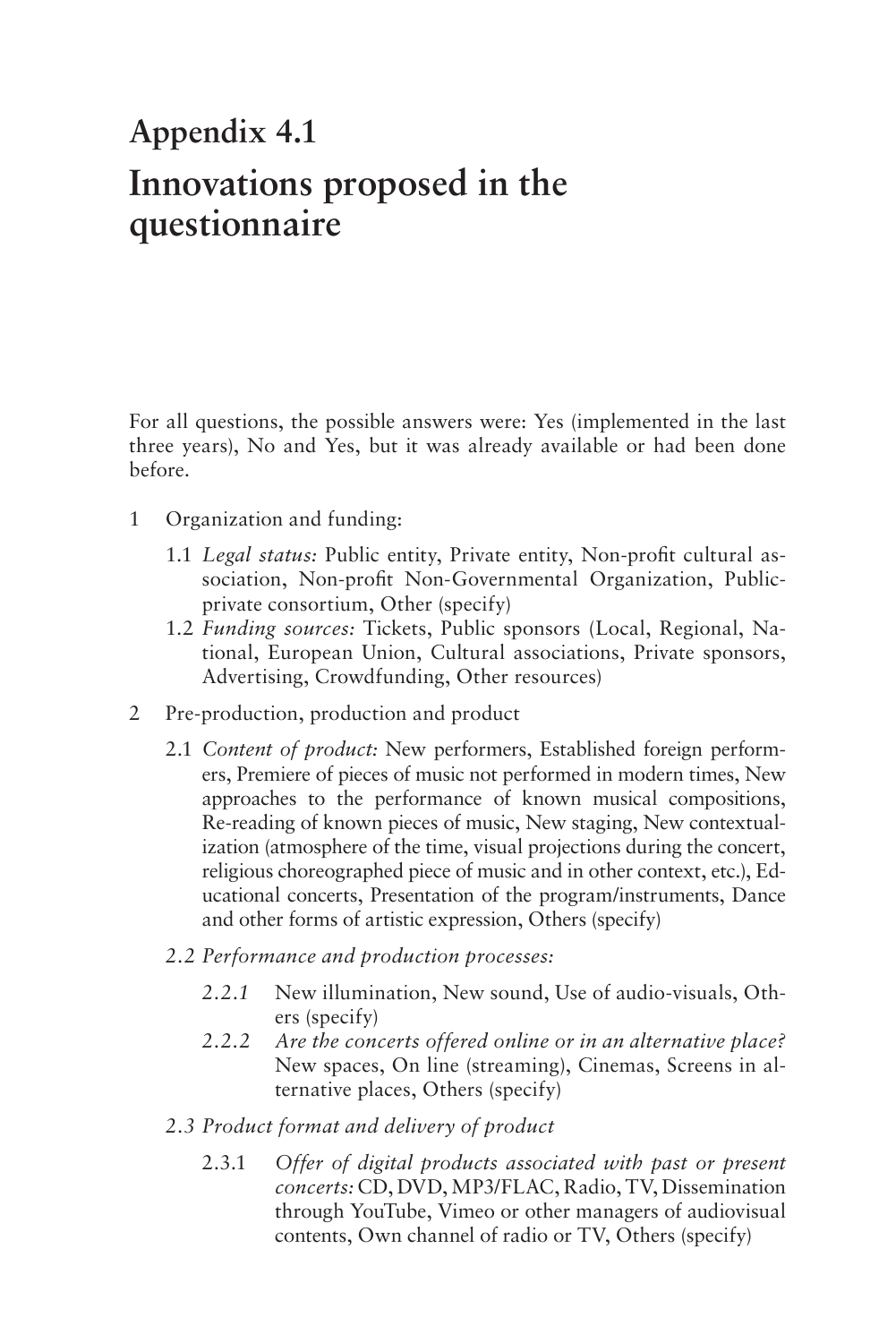# Appendix 4.1

# Innovations proposed in the questionnaire

For all questions, the possible answers were: Yes (implemented in the last three years), No and Yes, but it was already available or had been done before.

1 Organization and funding:

   1.1 *Legal status:* Public entity, Private entity, Non-profit cultural association, Non-profit Non-Governmental Organization, Public-private consortium, Other (specify)

   1.2 *Funding sources:* Tickets, Public sponsors (Local, Regional, National, European Union, Cultural associations, Private sponsors, Advertising, Crowdfunding, Other resources)

2 Pre-production, production and product

   2.1 *Content of product:* New performers, Established foreign performers, Premiere of pieces of music not performed in modern times, New approaches to the performance of known musical compositions, Re-reading of known pieces of music, New staging, New contextualization (atmosphere of the time, visual projections during the concert, religious choreographed piece of music and in other context, etc.), Educational concerts, Presentation of the program/instruments, Dance and other forms of artistic expression, Others (specify)

   *2.2 Performance and production processes:*

   *2.2.1* New illumination, New sound, Use of audio-visuals, Others (specify)

   *2.2.2* *Are the concerts offered online or in an alternative place?* New spaces, On line (streaming), Cinemas, Screens in alternative places, Others (specify)

   *2.3 Product format and delivery of product*

   2.3.1 *Offer of digital products associated with past or present concerts:* CD, DVD, MP3/FLAC, Radio, TV, Dissemination through YouTube, Vimeo or other managers of audiovisual contents, Own channel of radio or TV, Others (specify)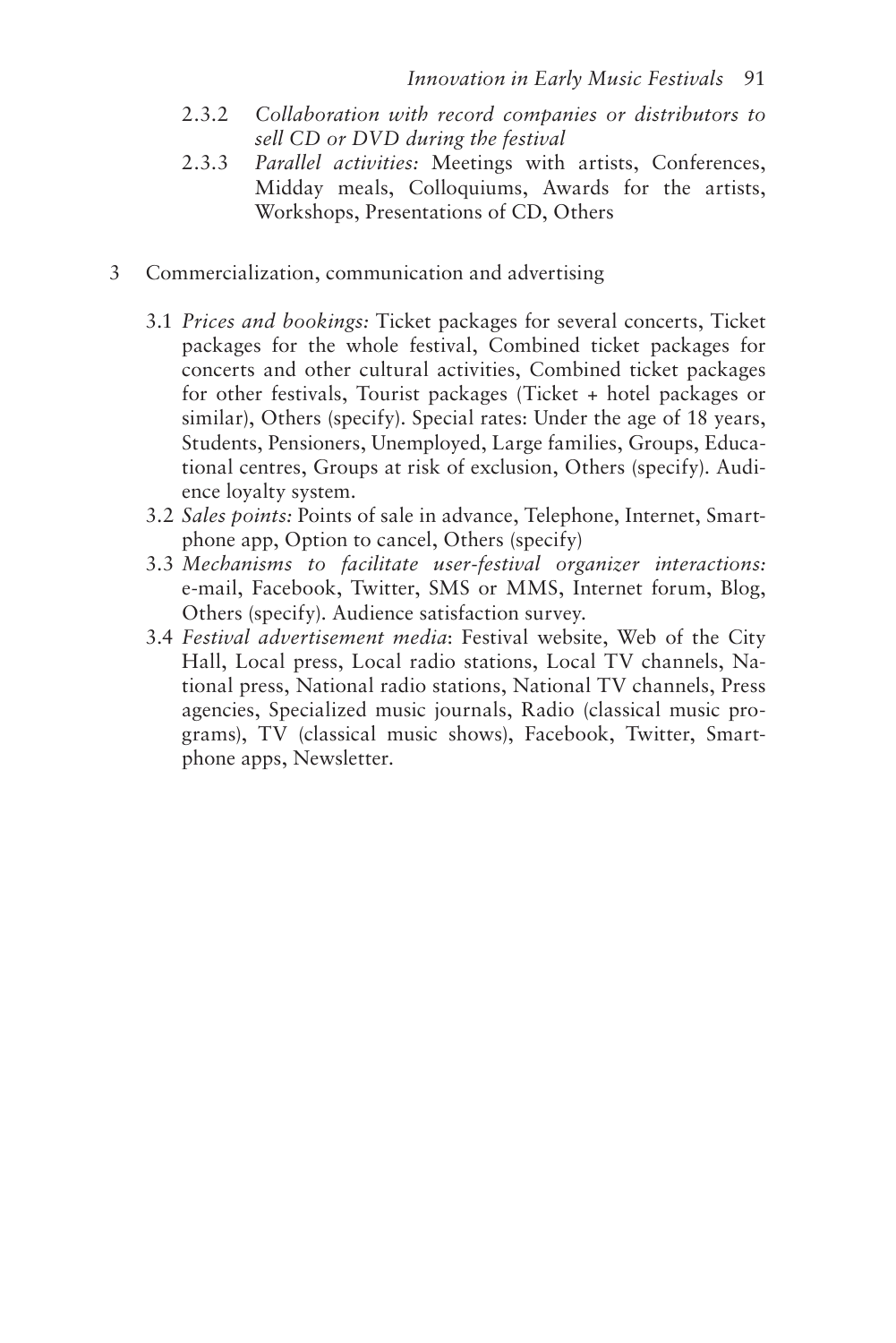2.3.2 *Collaboration with record companies or distributors to sell CD or DVD during the festival*

2.3.3 *Parallel activities:* Meetings with artists, Conferences, Midday meals, Colloquiums, Awards for the artists, Workshops, Presentations of CD, Others

3 Commercialization, communication and advertising

3.1 *Prices and bookings:* Ticket packages for several concerts, Ticket packages for the whole festival, Combined ticket packages for concerts and other cultural activities, Combined ticket packages for other festivals, Tourist packages (Ticket + hotel packages or similar), Others (specify). Special rates: Under the age of 18 years, Students, Pensioners, Unemployed, Large families, Groups, Educational centres, Groups at risk of exclusion, Others (specify). Audience loyalty system.

3.2 *Sales points:* Points of sale in advance, Telephone, Internet, Smartphone app, Option to cancel, Others (specify)

3.3 *Mechanisms to facilitate user-festival organizer interactions:* e-mail, Facebook, Twitter, SMS or MMS, Internet forum, Blog, Others (specify). Audience satisfaction survey.

3.4 *Festival advertisement media*: Festival website, Web of the City Hall, Local press, Local radio stations, Local TV channels, National press, National radio stations, National TV channels, Press agencies, Specialized music journals, Radio (classical music programs), TV (classical music shows), Facebook, Twitter, Smartphone apps, Newsletter.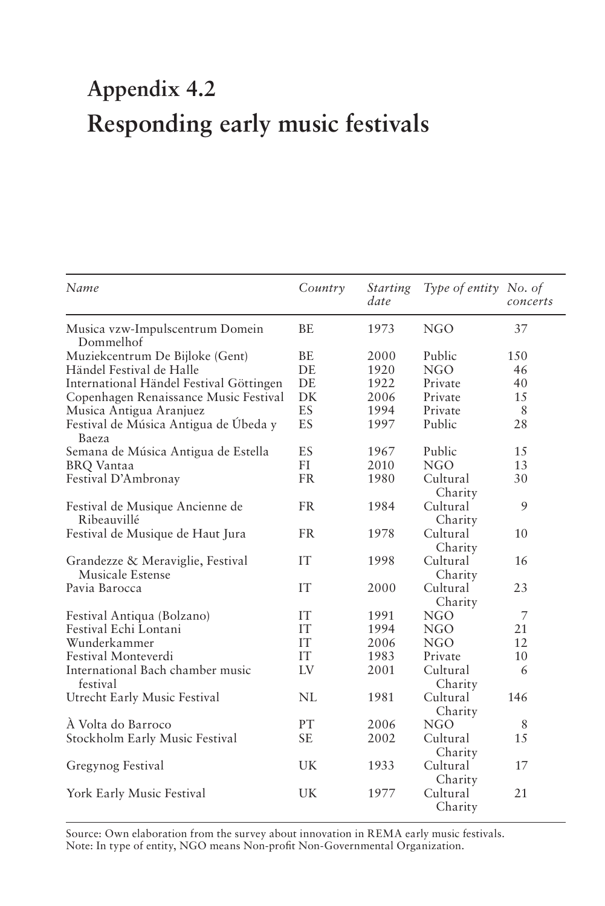# Appendix 4.2
# Responding early music festivals

| *Name* | *Country* | *Starting date* | *Type of entity* | *No. of concerts* |
|---|---|---|---|---|
| Musica vzw-Impulscentrum Domein Dommelhof | BE | 1973 | NGO | 37 |
| Muziekcentrum De Bijloke (Gent) | BE | 2000 | Public | 150 |
| Händel Festival de Halle | DE | 1920 | NGO | 46 |
| International Händel Festival Göttingen | DE | 1922 | Private | 40 |
| Copenhagen Renaissance Music Festival | DK | 2006 | Private | 15 |
| Musica Antigua Aranjuez | ES | 1994 | Private | 8 |
| Festival de Música Antigua de Úbeda y Baeza | ES | 1997 | Public | 28 |
| Semana de Música Antigua de Estella | ES | 1967 | Public | 15 |
| BRQ Vantaa | FI | 2010 | NGO | 13 |
| Festival D'Ambronay | FR | 1980 | Cultural Charity | 30 |
| Festival de Musique Ancienne de Ribeauvillé | FR | 1984 | Cultural Charity | 9 |
| Festival de Musique de Haut Jura | FR | 1978 | Cultural Charity | 10 |
| Grandezze & Meraviglie, Festival Musicale Estense | IT | 1998 | Cultural Charity | 16 |
| Pavia Barocca | IT | 2000 | Cultural Charity | 23 |
| Festival Antiqua (Bolzano) | IT | 1991 | NGO | 7 |
| Festival Echi Lontani | IT | 1994 | NGO | 21 |
| Wunderkammer | IT | 2006 | NGO | 12 |
| Festival Monteverdi | IT | 1983 | Private | 10 |
| International Bach chamber music festival | LV | 2001 | Cultural Charity | 6 |
| Utrecht Early Music Festival | NL | 1981 | Cultural Charity | 146 |
| À Volta do Barroco | PT | 2006 | NGO | 8 |
| Stockholm Early Music Festival | SE | 2002 | Cultural Charity | 15 |
| Gregynog Festival | UK | 1933 | Cultural Charity | 17 |
| York Early Music Festival | UK | 1977 | Cultural Charity | 21 |

Source: Own elaboration from the survey about innovation in REMA early music festivals.
Note: In type of entity, NGO means Non-profit Non-Governmental Organization.